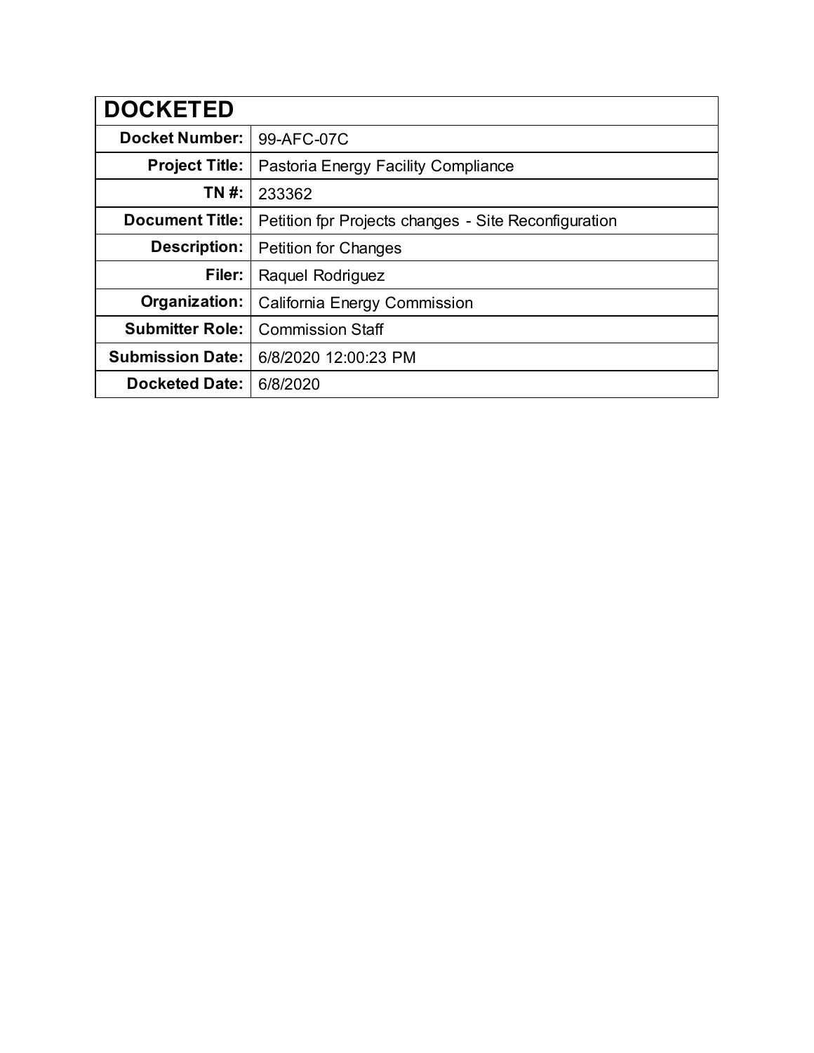| DOCKETED | |
|---|---|
| **Docket Number:** | 99-AFC-07C |
| **Project Title:** | Pastoria Energy Facility Compliance |
| **TN #:** | 233362 |
| **Document Title:** | Petition fpr Projects changes - Site Reconfiguration |
| **Description:** | Petition for Changes |
| **Filer:** | Raquel Rodriguez |
| **Organization:** | California Energy Commission |
| **Submitter Role:** | Commission Staff |
| **Submission Date:** | 6/8/2020 12:00:23 PM |
| **Docketed Date:** | 6/8/2020 |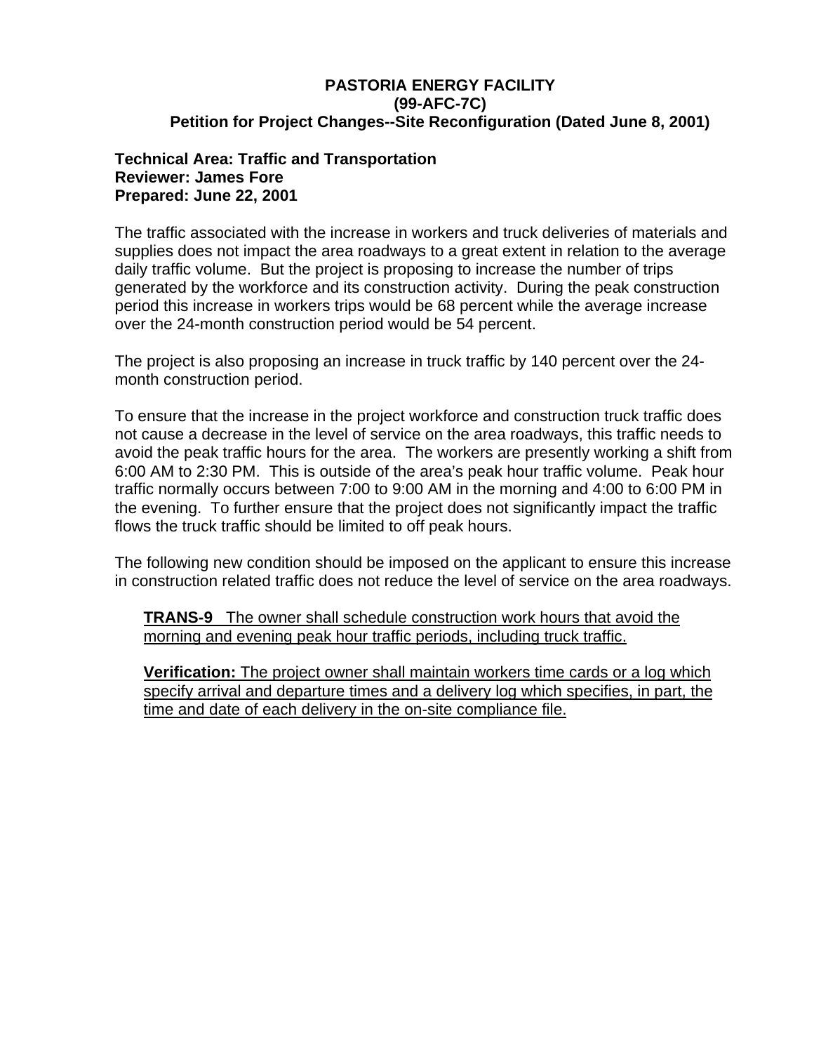**PASTORIA ENERGY FACILITY**
**(99-AFC-7C)**
**Petition for Project Changes--Site Reconfiguration (Dated June 8, 2001)**

**Technical Area: Traffic and Transportation**
**Reviewer: James Fore**
**Prepared: June 22, 2001**

The traffic associated with the increase in workers and truck deliveries of materials and supplies does not impact the area roadways to a great extent in relation to the average daily traffic volume. But the project is proposing to increase the number of trips generated by the workforce and its construction activity. During the peak construction period this increase in workers trips would be 68 percent while the average increase over the 24-month construction period would be 54 percent.

The project is also proposing an increase in truck traffic by 140 percent over the 24-month construction period.

To ensure that the increase in the project workforce and construction truck traffic does not cause a decrease in the level of service on the area roadways, this traffic needs to avoid the peak traffic hours for the area. The workers are presently working a shift from 6:00 AM to 2:30 PM. This is outside of the area's peak hour traffic volume. Peak hour traffic normally occurs between 7:00 to 9:00 AM in the morning and 4:00 to 6:00 PM in the evening. To further ensure that the project does not significantly impact the traffic flows the truck traffic should be limited to off peak hours.

The following new condition should be imposed on the applicant to ensure this increase in construction related traffic does not reduce the level of service on the area roadways.

> **TRANS-9** The owner shall schedule construction work hours that avoid the morning and evening peak hour traffic periods, including truck traffic.
>
> **Verification:** The project owner shall maintain workers time cards or a log which specify arrival and departure times and a delivery log which specifies, in part, the time and date of each delivery in the on-site compliance file.